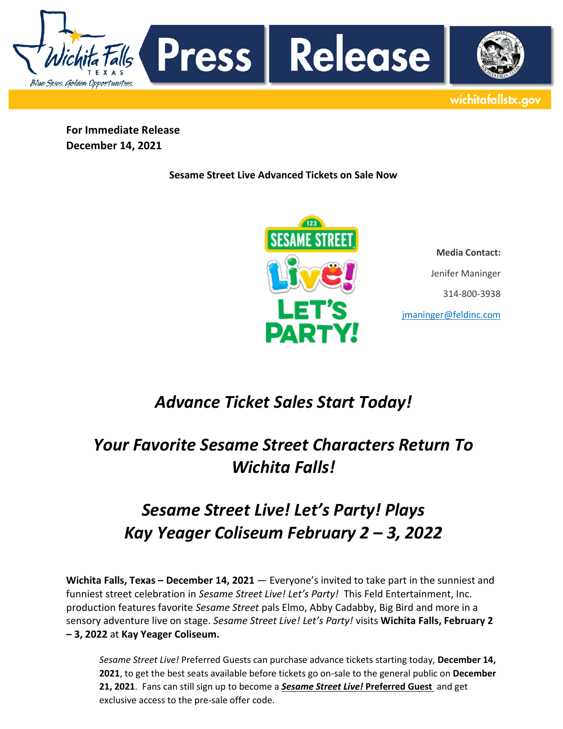**For Immediate Release**
**December 14, 2021**

**Sesame Street Live Advanced Tickets on Sale Now**

**Media Contact:**

Jenifer Maninger

314-800-3938

jmaninger@feldinc.com

## *Advance Ticket Sales Start Today!*

## *Your Favorite Sesame Street Characters Return To Wichita Falls!*

## *Sesame Street Live! Let's Party! Plays Kay Yeager Coliseum February 2 – 3, 2022*

**Wichita Falls, Texas – December 14, 2021** — Everyone's invited to take part in the sunniest and funniest street celebration in *Sesame Street Live! Let's Party!* This Feld Entertainment, Inc. production features favorite *Sesame Street* pals Elmo, Abby Cadabby, Big Bird and more in a sensory adventure live on stage. *Sesame Street Live! Let's Party!* visits **Wichita Falls, February 2 – 3, 2022** at **Kay Yeager Coliseum.**

> *Sesame Street Live!* Preferred Guests can purchase advance tickets starting today, **December 14, 2021**, to get the best seats available before tickets go on-sale to the general public on **December 21, 2021**. Fans can still sign up to become a ***Sesame Street Live!* Preferred Guest** and get exclusive access to the pre-sale offer code.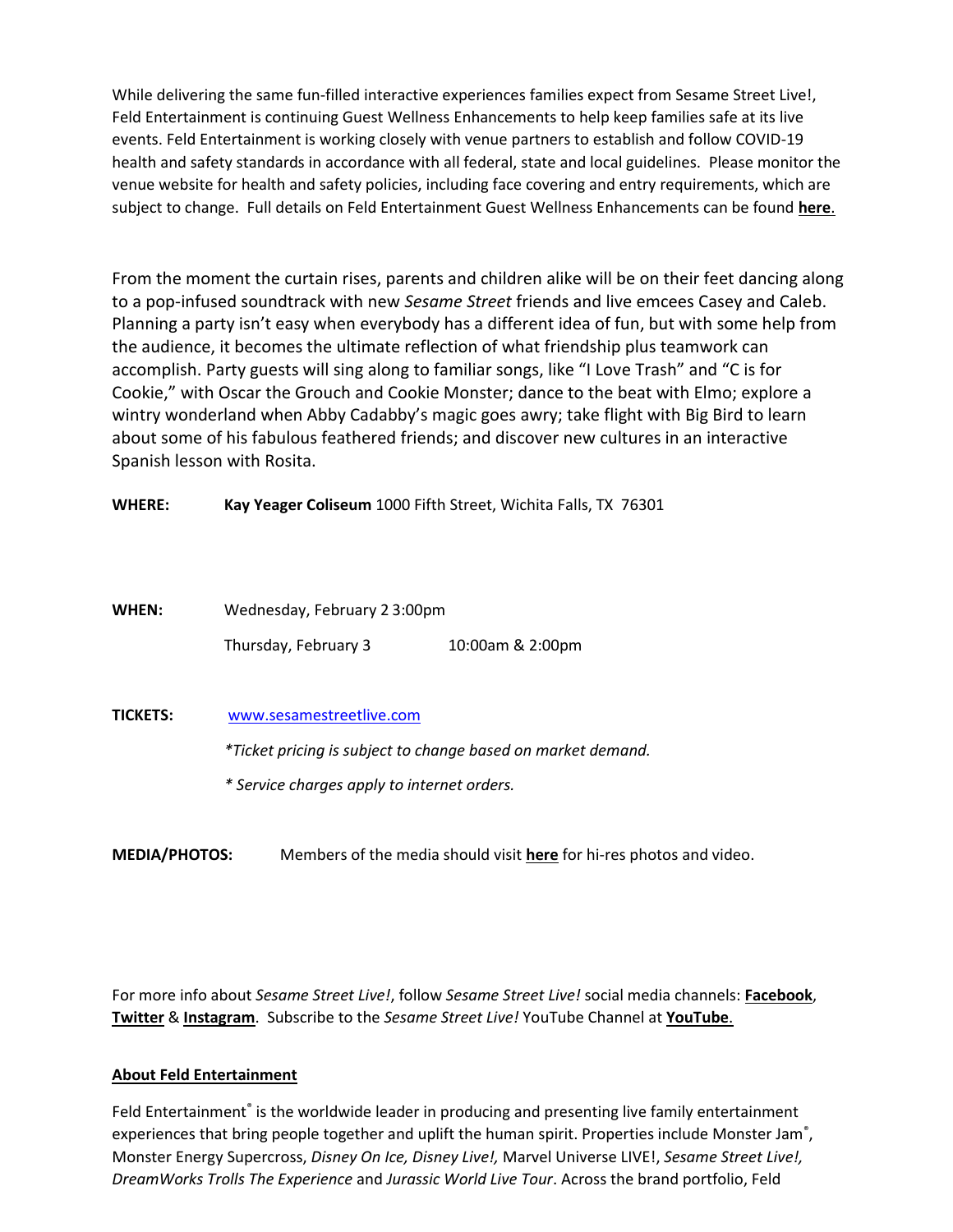While delivering the same fun-filled interactive experiences families expect from Sesame Street Live!, Feld Entertainment is continuing Guest Wellness Enhancements to help keep families safe at its live events. Feld Entertainment is working closely with venue partners to establish and follow COVID-19 health and safety standards in accordance with all federal, state and local guidelines. Please monitor the venue website for health and safety policies, including face covering and entry requirements, which are subject to change. Full details on Feld Entertainment Guest Wellness Enhancements can be found **here**.

From the moment the curtain rises, parents and children alike will be on their feet dancing along to a pop-infused soundtrack with new *Sesame Street* friends and live emcees Casey and Caleb. Planning a party isn't easy when everybody has a different idea of fun, but with some help from the audience, it becomes the ultimate reflection of what friendship plus teamwork can accomplish. Party guests will sing along to familiar songs, like "I Love Trash" and "C is for Cookie," with Oscar the Grouch and Cookie Monster; dance to the beat with Elmo; explore a wintry wonderland when Abby Cadabby's magic goes awry; take flight with Big Bird to learn about some of his fabulous feathered friends; and discover new cultures in an interactive Spanish lesson with Rosita.

**WHERE:** **Kay Yeager Coliseum** 1000 Fifth Street, Wichita Falls, TX 76301

**WHEN:** Wednesday, February 2 3:00pm

Thursday, February 3 10:00am & 2:00pm

**TICKETS:** www.sesamestreetlive.com

*\*Ticket pricing is subject to change based on market demand.*

*\* Service charges apply to internet orders.*

**MEDIA/PHOTOS:** Members of the media should visit **here** for hi-res photos and video.

For more info about *Sesame Street Live!*, follow *Sesame Street Live!* social media channels: **Facebook**, **Twitter** & **Instagram**. Subscribe to the *Sesame Street Live!* YouTube Channel at **YouTube**.

**About Feld Entertainment**

Feld Entertainment® is the worldwide leader in producing and presenting live family entertainment experiences that bring people together and uplift the human spirit. Properties include Monster Jam®, Monster Energy Supercross, *Disney On Ice, Disney Live!,* Marvel Universe LIVE!, *Sesame Street Live!, DreamWorks Trolls The Experience* and *Jurassic World Live Tour*. Across the brand portfolio, Feld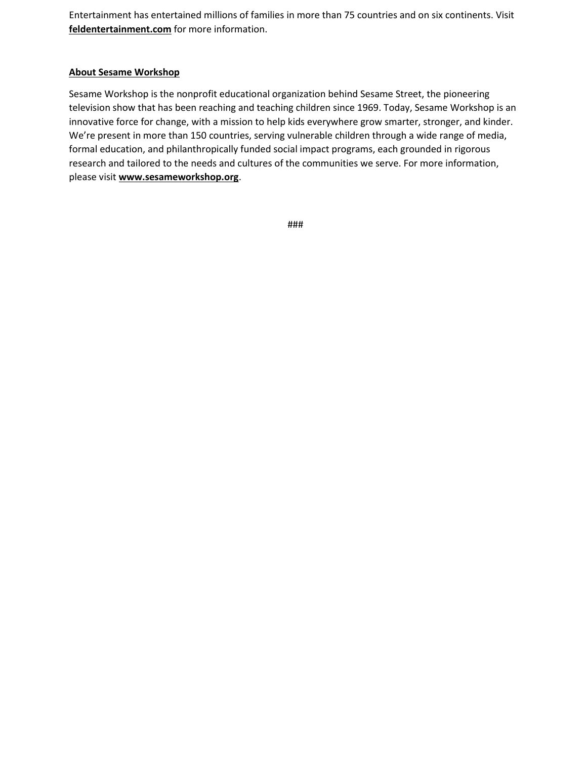Entertainment has entertained millions of families in more than 75 countries and on six continents. Visit **feldentertainment.com** for more information.

**About Sesame Workshop**

Sesame Workshop is the nonprofit educational organization behind Sesame Street, the pioneering television show that has been reaching and teaching children since 1969. Today, Sesame Workshop is an innovative force for change, with a mission to help kids everywhere grow smarter, stronger, and kinder. We're present in more than 150 countries, serving vulnerable children through a wide range of media, formal education, and philanthropically funded social impact programs, each grounded in rigorous research and tailored to the needs and cultures of the communities we serve. For more information, please visit **www.sesameworkshop.org**.

###